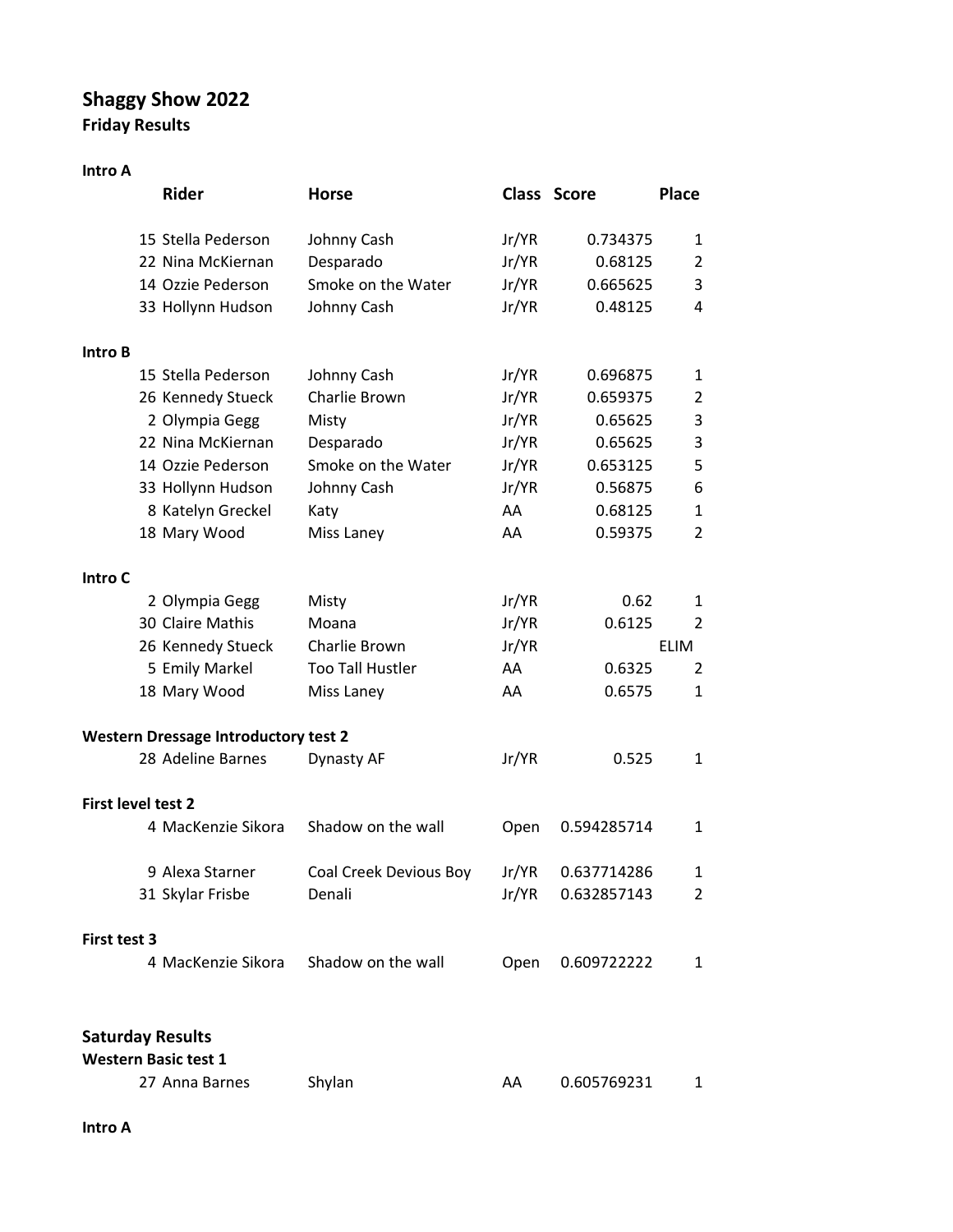# Shaggy Show 2022

## Friday Results

### Intro A

| | Rider | Horse | Class | Score | Place |
|---|---|---|---|---|---|
| 15 | Stella Pederson | Johnny Cash | Jr/YR | 0.734375 | 1 |
| 22 | Nina McKiernan | Desparado | Jr/YR | 0.68125 | 2 |
| 14 | Ozzie Pederson | Smoke on the Water | Jr/YR | 0.665625 | 3 |
| 33 | Hollynn Hudson | Johnny Cash | Jr/YR | 0.48125 | 4 |

### Intro B

| | Rider | Horse | Class | Score | Place |
|---|---|---|---|---|---|
| 15 | Stella Pederson | Johnny Cash | Jr/YR | 0.696875 | 1 |
| 26 | Kennedy Stueck | Charlie Brown | Jr/YR | 0.659375 | 2 |
| 2 | Olympia Gegg | Misty | Jr/YR | 0.65625 | 3 |
| 22 | Nina McKiernan | Desparado | Jr/YR | 0.65625 | 3 |
| 14 | Ozzie Pederson | Smoke on the Water | Jr/YR | 0.653125 | 5 |
| 33 | Hollynn Hudson | Johnny Cash | Jr/YR | 0.56875 | 6 |
| 8 | Katelyn Greckel | Katy | AA | 0.68125 | 1 |
| 18 | Mary Wood | Miss Laney | AA | 0.59375 | 2 |

### Intro C

| | Rider | Horse | Class | Score | Place |
|---|---|---|---|---|---|
| 2 | Olympia Gegg | Misty | Jr/YR | 0.62 | 1 |
| 30 | Claire Mathis | Moana | Jr/YR | 0.6125 | 2 |
| 26 | Kennedy Stueck | Charlie Brown | Jr/YR | | ELIM |
| 5 | Emily Markel | Too Tall Hustler | AA | 0.6325 | 2 |
| 18 | Mary Wood | Miss Laney | AA | 0.6575 | 1 |

### Western Dressage Introductory test 2

| | Rider | Horse | Class | Score | Place |
|---|---|---|---|---|---|
| 28 | Adeline Barnes | Dynasty AF | Jr/YR | 0.525 | 1 |

### First level test 2

| | Rider | Horse | Class | Score | Place |
|---|---|---|---|---|---|
| 4 | MacKenzie Sikora | Shadow on the wall | Open | 0.594285714 | 1 |
| 9 | Alexa Starner | Coal Creek Devious Boy | Jr/YR | 0.637714286 | 1 |
| 31 | Skylar Frisbe | Denali | Jr/YR | 0.632857143 | 2 |

### First test 3

| | Rider | Horse | Class | Score | Place |
|---|---|---|---|---|---|
| 4 | MacKenzie Sikora | Shadow on the wall | Open | 0.609722222 | 1 |

## Saturday Results

### Western Basic test 1

| | Rider | Horse | Class | Score | Place |
|---|---|---|---|---|---|
| 27 | Anna Barnes | Shylan | AA | 0.605769231 | 1 |

### Intro A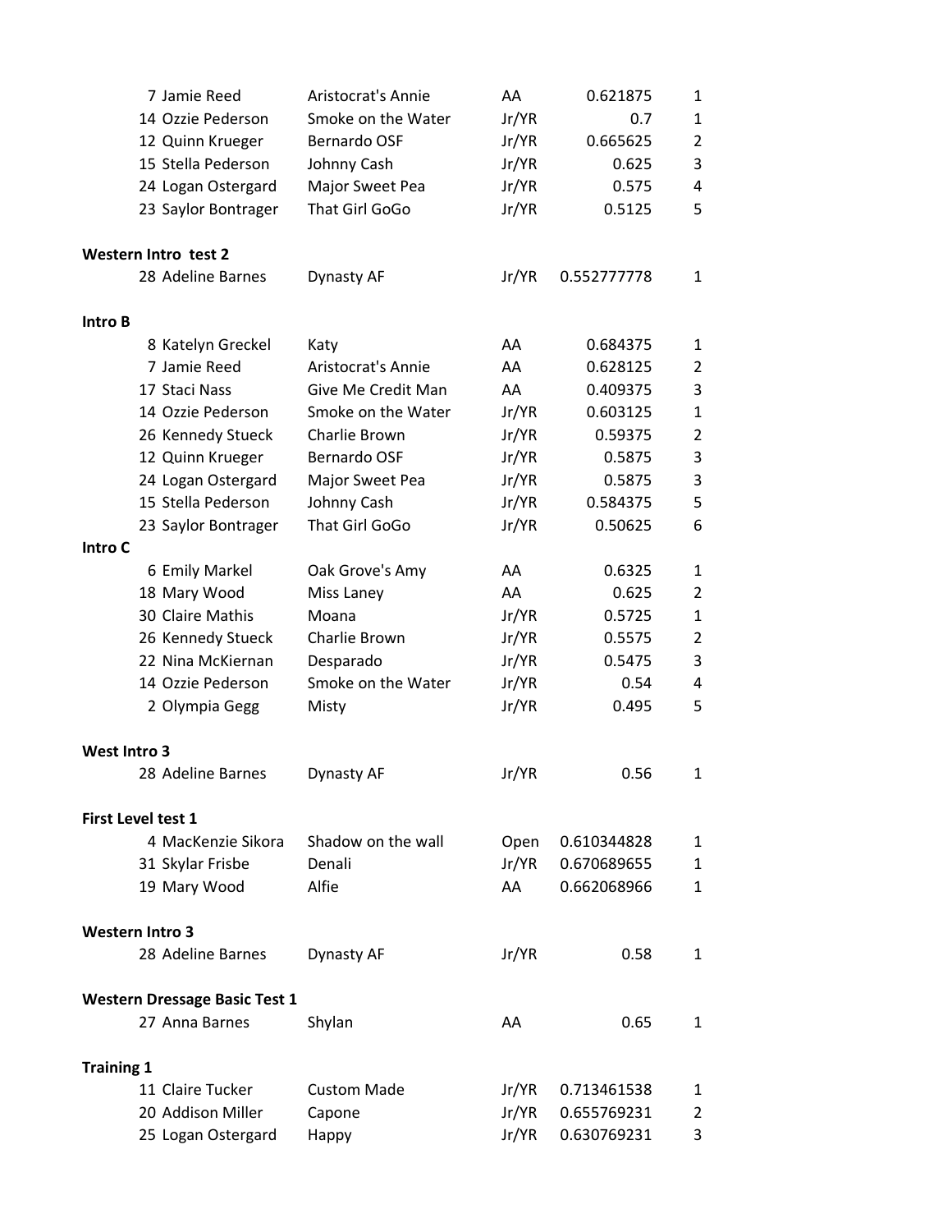| | | | | |
|---|---|---|---|---|
| 7 Jamie Reed | Aristocrat's Annie | AA | 0.621875 | 1 |
| 14 Ozzie Pederson | Smoke on the Water | Jr/YR | 0.7 | 1 |
| 12 Quinn Krueger | Bernardo OSF | Jr/YR | 0.665625 | 2 |
| 15 Stella Pederson | Johnny Cash | Jr/YR | 0.625 | 3 |
| 24 Logan Ostergard | Major Sweet Pea | Jr/YR | 0.575 | 4 |
| 23 Saylor Bontrager | That Girl GoGo | Jr/YR | 0.5125 | 5 |

**Western Intro test 2**

| | | | | |
|---|---|---|---|---|
| 28 Adeline Barnes | Dynasty AF | Jr/YR | 0.552777778 | 1 |

**Intro B**

| | | | | |
|---|---|---|---|---|
| 8 Katelyn Greckel | Katy | AA | 0.684375 | 1 |
| 7 Jamie Reed | Aristocrat's Annie | AA | 0.628125 | 2 |
| 17 Staci Nass | Give Me Credit Man | AA | 0.409375 | 3 |
| 14 Ozzie Pederson | Smoke on the Water | Jr/YR | 0.603125 | 1 |
| 26 Kennedy Stueck | Charlie Brown | Jr/YR | 0.59375 | 2 |
| 12 Quinn Krueger | Bernardo OSF | Jr/YR | 0.5875 | 3 |
| 24 Logan Ostergard | Major Sweet Pea | Jr/YR | 0.5875 | 3 |
| 15 Stella Pederson | Johnny Cash | Jr/YR | 0.584375 | 5 |
| 23 Saylor Bontrager | That Girl GoGo | Jr/YR | 0.50625 | 6 |

**Intro C**

| | | | | |
|---|---|---|---|---|
| 6 Emily Markel | Oak Grove's Amy | AA | 0.6325 | 1 |
| 18 Mary Wood | Miss Laney | AA | 0.625 | 2 |
| 30 Claire Mathis | Moana | Jr/YR | 0.5725 | 1 |
| 26 Kennedy Stueck | Charlie Brown | Jr/YR | 0.5575 | 2 |
| 22 Nina McKiernan | Desparado | Jr/YR | 0.5475 | 3 |
| 14 Ozzie Pederson | Smoke on the Water | Jr/YR | 0.54 | 4 |
| 2 Olympia Gegg | Misty | Jr/YR | 0.495 | 5 |

**West Intro 3**

| | | | | |
|---|---|---|---|---|
| 28 Adeline Barnes | Dynasty AF | Jr/YR | 0.56 | 1 |

**First Level test 1**

| | | | | |
|---|---|---|---|---|
| 4 MacKenzie Sikora | Shadow on the wall | Open | 0.610344828 | 1 |
| 31 Skylar Frisbe | Denali | Jr/YR | 0.670689655 | 1 |
| 19 Mary Wood | Alfie | AA | 0.662068966 | 1 |

**Western Intro 3**

| | | | | |
|---|---|---|---|---|
| 28 Adeline Barnes | Dynasty AF | Jr/YR | 0.58 | 1 |

**Western Dressage Basic Test 1**

| | | | | |
|---|---|---|---|---|
| 27 Anna Barnes | Shylan | AA | 0.65 | 1 |

**Training 1**

| | | | | |
|---|---|---|---|---|
| 11 Claire Tucker | Custom Made | Jr/YR | 0.713461538 | 1 |
| 20 Addison Miller | Capone | Jr/YR | 0.655769231 | 2 |
| 25 Logan Ostergard | Happy | Jr/YR | 0.630769231 | 3 |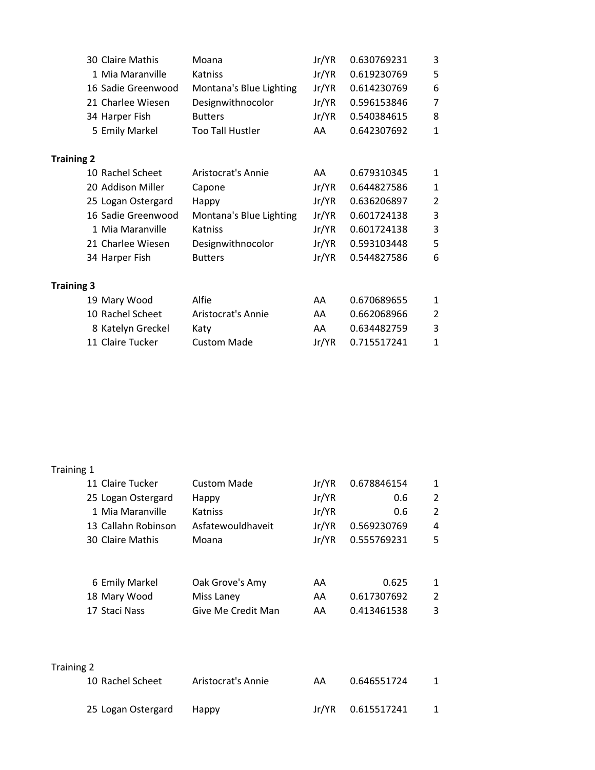| | | | | |
|---|---|---|---|---|
| 30 Claire Mathis | Moana | Jr/YR | 0.630769231 | 3 |
| 1 Mia Maranville | Katniss | Jr/YR | 0.619230769 | 5 |
| 16 Sadie Greenwood | Montana's Blue Lighting | Jr/YR | 0.614230769 | 6 |
| 21 Charlee Wiesen | Designwithnocolor | Jr/YR | 0.596153846 | 7 |
| 34 Harper Fish | Butters | Jr/YR | 0.540384615 | 8 |
| 5 Emily Markel | Too Tall Hustler | AA | 0.642307692 | 1 |

**Training 2**

| | | | | |
|---|---|---|---|---|
| 10 Rachel Scheet | Aristocrat's Annie | AA | 0.679310345 | 1 |
| 20 Addison Miller | Capone | Jr/YR | 0.644827586 | 1 |
| 25 Logan Ostergard | Happy | Jr/YR | 0.636206897 | 2 |
| 16 Sadie Greenwood | Montana's Blue Lighting | Jr/YR | 0.601724138 | 3 |
| 1 Mia Maranville | Katniss | Jr/YR | 0.601724138 | 3 |
| 21 Charlee Wiesen | Designwithnocolor | Jr/YR | 0.593103448 | 5 |
| 34 Harper Fish | Butters | Jr/YR | 0.544827586 | 6 |

**Training 3**

| | | | | |
|---|---|---|---|---|
| 19 Mary Wood | Alfie | AA | 0.670689655 | 1 |
| 10 Rachel Scheet | Aristocrat's Annie | AA | 0.662068966 | 2 |
| 8 Katelyn Greckel | Katy | AA | 0.634482759 | 3 |
| 11 Claire Tucker | Custom Made | Jr/YR | 0.715517241 | 1 |

Training 1

| | | | | |
|---|---|---|---|---|
| 11 Claire Tucker | Custom Made | Jr/YR | 0.678846154 | 1 |
| 25 Logan Ostergard | Happy | Jr/YR | 0.6 | 2 |
| 1 Mia Maranville | Katniss | Jr/YR | 0.6 | 2 |
| 13 Callahn Robinson | Asfatewouldhaveit | Jr/YR | 0.569230769 | 4 |
| 30 Claire Mathis | Moana | Jr/YR | 0.555769231 | 5 |

| | | | | |
|---|---|---|---|---|
| 6 Emily Markel | Oak Grove's Amy | AA | 0.625 | 1 |
| 18 Mary Wood | Miss Laney | AA | 0.617307692 | 2 |
| 17 Staci Nass | Give Me Credit Man | AA | 0.413461538 | 3 |

Training 2

| | | | | |
|---|---|---|---|---|
| 10 Rachel Scheet | Aristocrat's Annie | AA | 0.646551724 | 1 |

| | | | | |
|---|---|---|---|---|
| 25 Logan Ostergard | Happy | Jr/YR | 0.615517241 | 1 |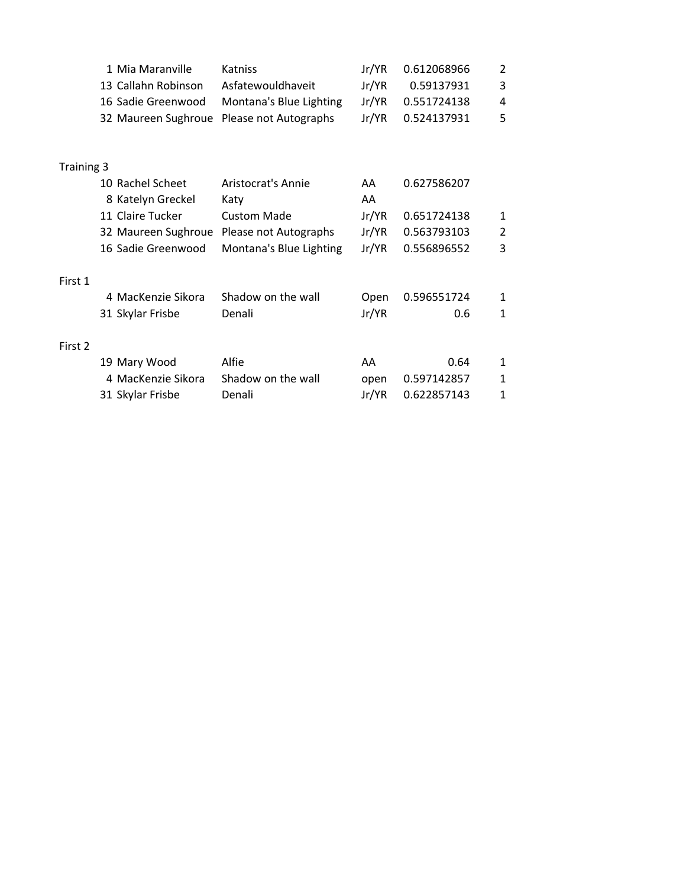| | | | | | |
|---|---|---|---|---|---|
| 1 | Mia Maranville | Katniss | Jr/YR | 0.612068966 | 2 |
| 13 | Callahn Robinson | Asfatewouldhaveit | Jr/YR | 0.59137931 | 3 |
| 16 | Sadie Greenwood | Montana's Blue Lighting | Jr/YR | 0.551724138 | 4 |
| 32 | Maureen Sughroue | Please not Autographs | Jr/YR | 0.524137931 | 5 |

Training 3

| | | | | | |
|---|---|---|---|---|---|
| 10 | Rachel Scheet | Aristocrat's Annie | AA | 0.627586207 | |
| 8 | Katelyn Greckel | Katy | AA | | |
| 11 | Claire Tucker | Custom Made | Jr/YR | 0.651724138 | 1 |
| 32 | Maureen Sughroue | Please not Autographs | Jr/YR | 0.563793103 | 2 |
| 16 | Sadie Greenwood | Montana's Blue Lighting | Jr/YR | 0.556896552 | 3 |

First 1

| | | | | | |
|---|---|---|---|---|---|
| 4 | MacKenzie Sikora | Shadow on the wall | Open | 0.596551724 | 1 |
| 31 | Skylar Frisbe | Denali | Jr/YR | 0.6 | 1 |

First 2

| | | | | | |
|---|---|---|---|---|---|
| 19 | Mary Wood | Alfie | AA | 0.64 | 1 |
| 4 | MacKenzie Sikora | Shadow on the wall | open | 0.597142857 | 1 |
| 31 | Skylar Frisbe | Denali | Jr/YR | 0.622857143 | 1 |